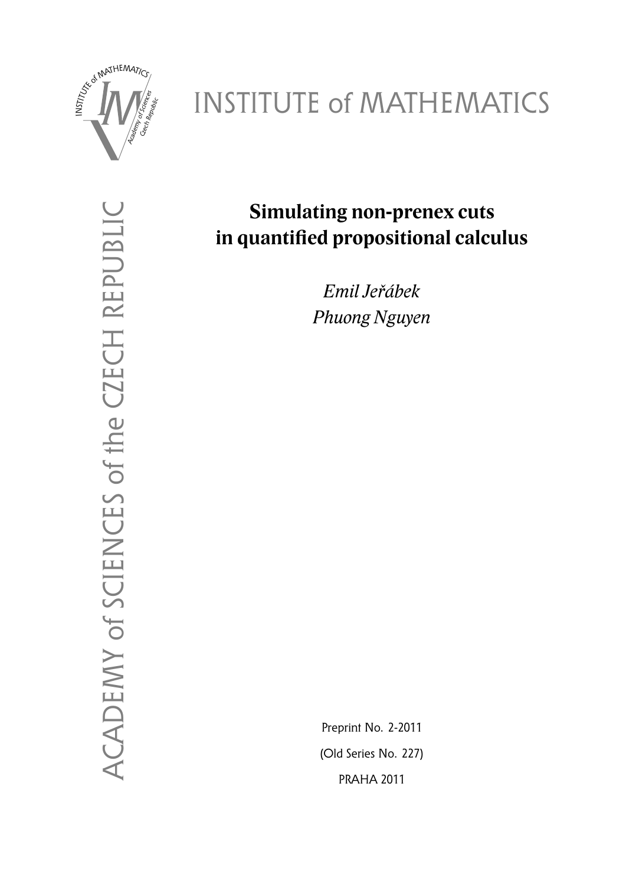INSTITUTE of MATHEMATICS

ACADEMY of SCIENCES of the CZECH REPUBLIC

# Simulating non-prenex cuts in quantified propositional calculus

*Emil Jeřábek*

*Phuong Nguyen*

Preprint No. 2-2011

(Old Series No. 227)

PRAHA 2011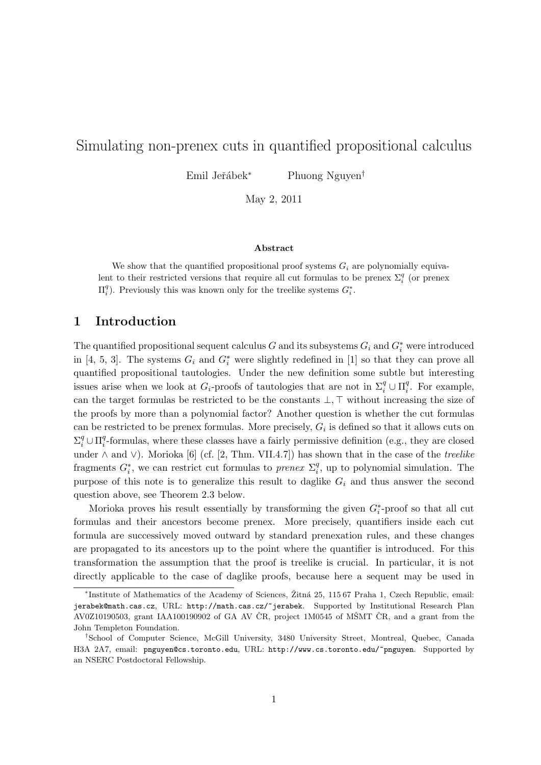# Simulating non-prenex cuts in quantified propositional calculus

Emil Jeřábek* Phuong Nguyen†

May 2, 2011

**Abstract**

We show that the quantified propositional proof systems $G_i$ are polynomially equivalent to their restricted versions that require all cut formulas to be prenex $\Sigma_i^q$ (or prenex $\Pi_i^q$). Previously this was known only for the treelike systems $G_i^*$.

## 1 Introduction

The quantified propositional sequent calculus $G$ and its subsystems $G_i$ and $G_i^*$ were introduced in [4, 5, 3]. The systems $G_i$ and $G_i^*$ were slightly redefined in [1] so that they can prove all quantified propositional tautologies. Under the new definition some subtle but interesting issues arise when we look at $G_i$-proofs of tautologies that are not in $\Sigma_i^q \cup \Pi_i^q$. For example, can the target formulas be restricted to be the constants $\bot, \top$ without increasing the size of the proofs by more than a polynomial factor? Another question is whether the cut formulas can be restricted to be prenex formulas. More precisely, $G_i$ is defined so that it allows cuts on $\Sigma_i^q \cup \Pi_i^q$-formulas, where these classes have a fairly permissive definition (e.g., they are closed under $\wedge$ and $\vee$). Morioka [6] (cf. [2, Thm. VII.4.7]) has shown that in the case of the *treelike* fragments $G_i^*$, we can restrict cut formulas to *prenex* $\Sigma_i^q$, up to polynomial simulation. The purpose of this note is to generalize this result to daglike $G_i$ and thus answer the second question above, see Theorem 2.3 below.

Morioka proves his result essentially by transforming the given $G_i^*$-proof so that all cut formulas and their ancestors become prenex. More precisely, quantifiers inside each cut formula are successively moved outward by standard prenexation rules, and these changes are propagated to its ancestors up to the point where the quantifier is introduced. For this transformation the assumption that the proof is treelike is crucial. In particular, it is not directly applicable to the case of daglike proofs, because here a sequent may be used in

*Institute of Mathematics of the Academy of Sciences, Žitná 25, 115 67 Praha 1, Czech Republic, email: jerabek@math.cas.cz, URL: http://math.cas.cz/~jerabek. Supported by Institutional Research Plan AV0Z10190503, grant IAA100190902 of GA AV ČR, project 1M0545 of MŠMT ČR, and a grant from the John Templeton Foundation.

†School of Computer Science, McGill University, 3480 University Street, Montreal, Quebec, Canada H3A 2A7, email: pnguyen@cs.toronto.edu, URL: http://www.cs.toronto.edu/~pnguyen. Supported by an NSERC Postdoctoral Fellowship.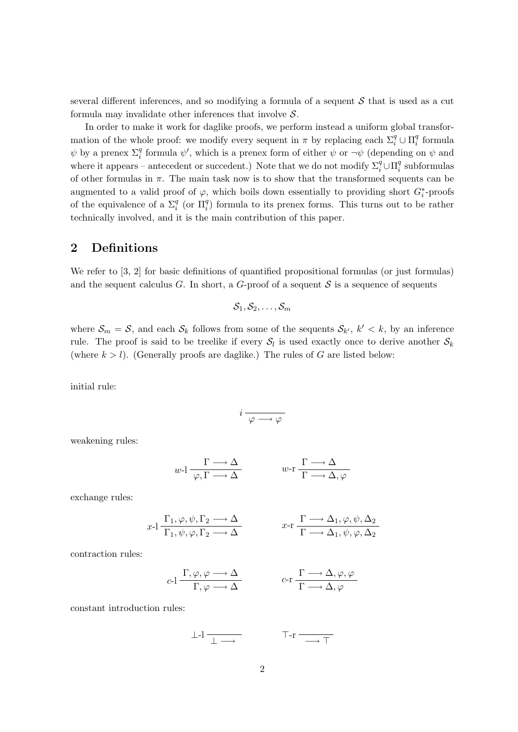several different inferences, and so modifying a formula of a sequent $\mathcal{S}$ that is used as a cut formula may invalidate other inferences that involve $\mathcal{S}$.

In order to make it work for daglike proofs, we perform instead a uniform global transformation of the whole proof: we modify every sequent in $\pi$ by replacing each $\Sigma_i^q \cup \Pi_i^q$ formula $\psi$ by a prenex $\Sigma_i^q$ formula $\psi'$, which is a prenex form of either $\psi$ or $\neg\psi$ (depending on $\psi$ and where it appears – antecedent or succedent.) Note that we do not modify $\Sigma_i^q \cup \Pi_i^q$ subformulas of other formulas in $\pi$. The main task now is to show that the transformed sequents can be augmented to a valid proof of $\varphi$, which boils down essentially to providing short $G_i^*$-proofs of the equivalence of a $\Sigma_i^q$ (or $\Pi_i^q$) formula to its prenex forms. This turns out to be rather technically involved, and it is the main contribution of this paper.

## 2 Definitions

We refer to [3, 2] for basic definitions of quantified propositional formulas (or just formulas) and the sequent calculus $G$. In short, a $G$-proof of a sequent $\mathcal{S}$ is a sequence of sequents

$$\mathcal{S}_1, \mathcal{S}_2, \ldots, \mathcal{S}_m$$

where $\mathcal{S}_m = \mathcal{S}$, and each $\mathcal{S}_k$ follows from some of the sequents $\mathcal{S}_{k'}$, $k' < k$, by an inference rule. The proof is said to be treelike if every $\mathcal{S}_l$ is used exactly once to derive another $\mathcal{S}_k$ (where $k > l$). (Generally proofs are daglike.) The rules of $G$ are listed below:

initial rule:

$$i\,\frac{}{\varphi \longrightarrow \varphi}$$

weakening rules:

$$w\text{-l}\,\frac{\Gamma \longrightarrow \Delta}{\varphi, \Gamma \longrightarrow \Delta} \qquad\qquad w\text{-r}\,\frac{\Gamma \longrightarrow \Delta}{\Gamma \longrightarrow \Delta, \varphi}$$

exchange rules:

$$x\text{-l}\,\frac{\Gamma_1, \varphi, \psi, \Gamma_2 \longrightarrow \Delta}{\Gamma_1, \psi, \varphi, \Gamma_2 \longrightarrow \Delta} \qquad\qquad x\text{-r}\,\frac{\Gamma \longrightarrow \Delta_1, \varphi, \psi, \Delta_2}{\Gamma \longrightarrow \Delta_1, \psi, \varphi, \Delta_2}$$

contraction rules:

$$c\text{-l}\,\frac{\Gamma, \varphi, \varphi \longrightarrow \Delta}{\Gamma, \varphi \longrightarrow \Delta} \qquad\qquad c\text{-r}\,\frac{\Gamma \longrightarrow \Delta, \varphi, \varphi}{\Gamma \longrightarrow \Delta, \varphi}$$

constant introduction rules:

$$\bot\text{-l}\,\frac{}{\bot \longrightarrow} \qquad\qquad \top\text{-r}\,\frac{}{\longrightarrow \top}$$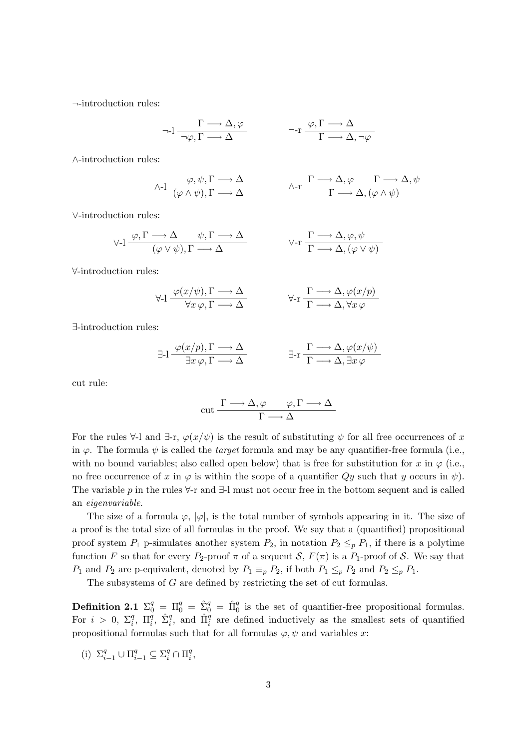¬-introduction rules:

$$\neg\text{-l}\ \frac{\Gamma \longrightarrow \Delta, \varphi}{\neg\varphi, \Gamma \longrightarrow \Delta} \qquad\qquad \neg\text{-r}\ \frac{\varphi, \Gamma \longrightarrow \Delta}{\Gamma \longrightarrow \Delta, \neg\varphi}$$

∧-introduction rules:

$$\wedge\text{-l}\ \frac{\varphi, \psi, \Gamma \longrightarrow \Delta}{(\varphi \wedge \psi), \Gamma \longrightarrow \Delta} \qquad\qquad \wedge\text{-r}\ \frac{\Gamma \longrightarrow \Delta, \varphi \qquad \Gamma \longrightarrow \Delta, \psi}{\Gamma \longrightarrow \Delta, (\varphi \wedge \psi)}$$

∨-introduction rules:

$$\vee\text{-l}\ \frac{\varphi, \Gamma \longrightarrow \Delta \qquad \psi, \Gamma \longrightarrow \Delta}{(\varphi \vee \psi), \Gamma \longrightarrow \Delta} \qquad\qquad \vee\text{-r}\ \frac{\Gamma \longrightarrow \Delta, \varphi, \psi}{\Gamma \longrightarrow \Delta, (\varphi \vee \psi)}$$

∀-introduction rules:

$$\forall\text{-l}\ \frac{\varphi(x/\psi), \Gamma \longrightarrow \Delta}{\forall x\, \varphi, \Gamma \longrightarrow \Delta} \qquad\qquad \forall\text{-r}\ \frac{\Gamma \longrightarrow \Delta, \varphi(x/p)}{\Gamma \longrightarrow \Delta, \forall x\, \varphi}$$

∃-introduction rules:

$$\exists\text{-l}\ \frac{\varphi(x/p), \Gamma \longrightarrow \Delta}{\exists x\, \varphi, \Gamma \longrightarrow \Delta} \qquad\qquad \exists\text{-r}\ \frac{\Gamma \longrightarrow \Delta, \varphi(x/\psi)}{\Gamma \longrightarrow \Delta, \exists x\, \varphi}$$

cut rule:

$$\text{cut}\ \frac{\Gamma \longrightarrow \Delta, \varphi \qquad \varphi, \Gamma \longrightarrow \Delta}{\Gamma \longrightarrow \Delta}$$

For the rules ∀-l and ∃-r, $\varphi(x/\psi)$ is the result of substituting $\psi$ for all free occurrences of $x$ in $\varphi$. The formula $\psi$ is called the *target* formula and may be any quantifier-free formula (i.e., with no bound variables; also called open below) that is free for substitution for $x$ in $\varphi$ (i.e., no free occurrence of $x$ in $\varphi$ is within the scope of a quantifier $Qy$ such that $y$ occurs in $\psi$). The variable $p$ in the rules ∀-r and ∃-l must not occur free in the bottom sequent and is called an *eigenvariable*.

The size of a formula $\varphi$, $|\varphi|$, is the total number of symbols appearing in it. The size of a proof is the total size of all formulas in the proof. We say that a (quantified) propositional proof system $P_1$ p-simulates another system $P_2$, in notation $P_2 \leq_p P_1$, if there is a polytime function $F$ so that for every $P_2$-proof $\pi$ of a sequent $\mathcal{S}$, $F(\pi)$ is a $P_1$-proof of $\mathcal{S}$. We say that $P_1$ and $P_2$ are p-equivalent, denoted by $P_1 \equiv_p P_2$, if both $P_1 \leq_p P_2$ and $P_2 \leq_p P_1$.

The subsystems of $G$ are defined by restricting the set of cut formulas.

**Definition 2.1** $\Sigma^q_0 = \Pi^q_0 = \hat{\Sigma}^q_0 = \hat{\Pi}^q_0$ is the set of quantifier-free propositional formulas. For $i > 0$, $\Sigma^q_i$, $\Pi^q_i$, $\hat{\Sigma}^q_i$, and $\hat{\Pi}^q_i$ are defined inductively as the smallest sets of quantified propositional formulas such that for all formulas $\varphi, \psi$ and variables $x$:

(i) $\Sigma^q_{i-1} \cup \Pi^q_{i-1} \subseteq \Sigma^q_i \cap \Pi^q_i$,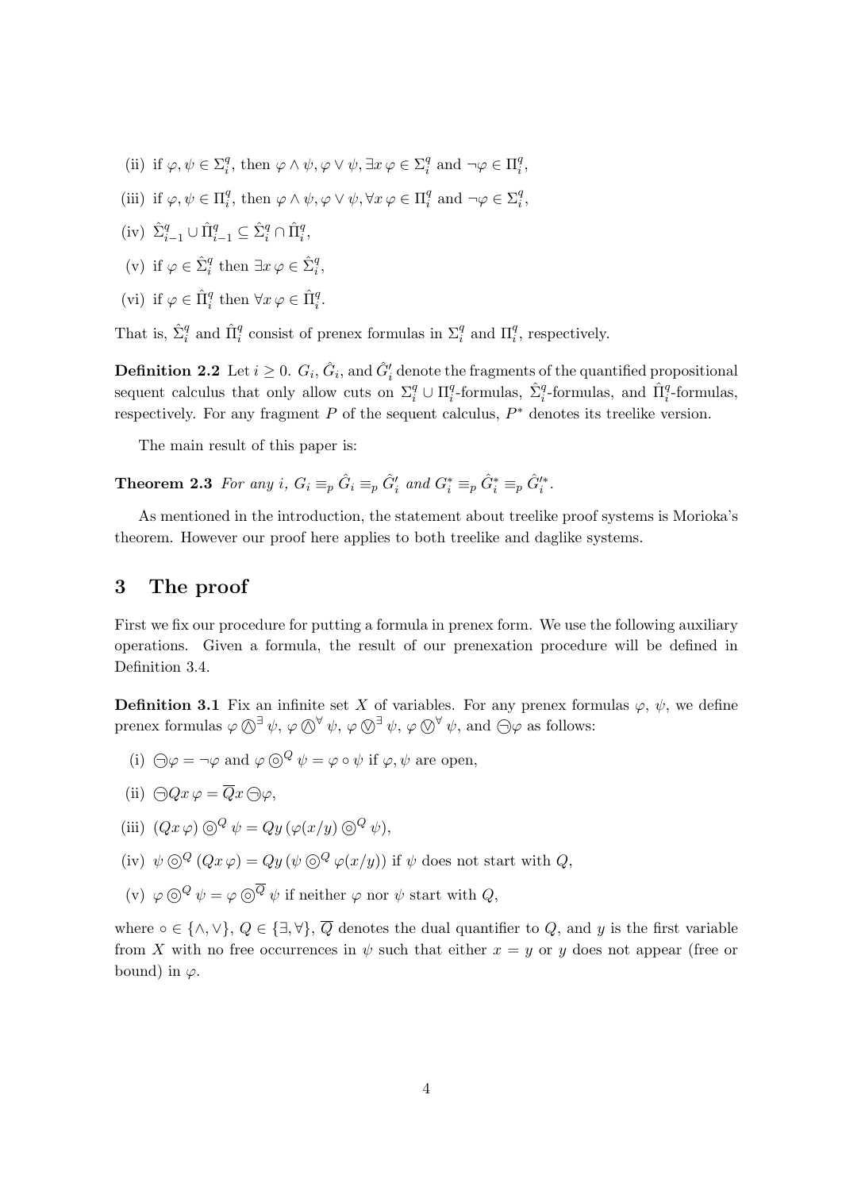(ii) if $\varphi, \psi \in \Sigma_i^q$, then $\varphi \wedge \psi, \varphi \vee \psi, \exists x\, \varphi \in \Sigma_i^q$ and $\neg\varphi \in \Pi_i^q$,

(iii) if $\varphi, \psi \in \Pi_i^q$, then $\varphi \wedge \psi, \varphi \vee \psi, \forall x\, \varphi \in \Pi_i^q$ and $\neg\varphi \in \Sigma_i^q$,

(iv) $\hat{\Sigma}_{i-1}^q \cup \hat{\Pi}_{i-1}^q \subseteq \hat{\Sigma}_i^q \cap \hat{\Pi}_i^q$,

(v) if $\varphi \in \hat{\Sigma}_i^q$ then $\exists x\, \varphi \in \hat{\Sigma}_i^q$,

(vi) if $\varphi \in \hat{\Pi}_i^q$ then $\forall x\, \varphi \in \hat{\Pi}_i^q$.

That is, $\hat{\Sigma}_i^q$ and $\hat{\Pi}_i^q$ consist of prenex formulas in $\Sigma_i^q$ and $\Pi_i^q$, respectively.

**Definition 2.2** Let $i \geq 0$. $G_i$, $\hat{G}_i$, and $\hat{G}_i'$ denote the fragments of the quantified propositional sequent calculus that only allow cuts on $\Sigma_i^q \cup \Pi_i^q$-formulas, $\hat{\Sigma}_i^q$-formulas, and $\hat{\Pi}_i^q$-formulas, respectively. For any fragment $P$ of the sequent calculus, $P^*$ denotes its treelike version.

The main result of this paper is:

**Theorem 2.3** *For any $i$, $G_i \equiv_p \hat{G}_i \equiv_p \hat{G}_i'$ and $G_i^* \equiv_p \hat{G}_i^* \equiv_p \hat{G}_i'^*$.*

As mentioned in the introduction, the statement about treelike proof systems is Morioka's theorem. However our proof here applies to both treelike and daglike systems.

## 3 The proof

First we fix our procedure for putting a formula in prenex form. We use the following auxiliary operations. Given a formula, the result of our prenexation procedure will be defined in Definition 3.4.

**Definition 3.1** Fix an infinite set $X$ of variables. For any prenex formulas $\varphi$, $\psi$, we define prenex formulas $\varphi \mathbin{\circledwedge}^\exists \psi$, $\varphi \mathbin{\circledwedge}^\forall \psi$, $\varphi \mathbin{\circledvee}^\exists \psi$, $\varphi \mathbin{\circledvee}^\forall \psi$, and $\ominus\varphi$ as follows:

(i) $\ominus\varphi = \neg\varphi$ and $\varphi \mathbin{\circledcirc}^Q \psi = \varphi \circ \psi$ if $\varphi, \psi$ are open,

(ii) $\ominus Qx\, \varphi = \overline{Q}x \ominus\varphi$,

(iii) $(Qx\, \varphi) \mathbin{\circledcirc}^Q \psi = Qy\, (\varphi(x/y) \mathbin{\circledcirc}^Q \psi)$,

(iv) $\psi \mathbin{\circledcirc}^Q (Qx\, \varphi) = Qy\, (\psi \mathbin{\circledcirc}^Q \varphi(x/y))$ if $\psi$ does not start with $Q$,

(v) $\varphi \mathbin{\circledcirc}^Q \psi = \varphi \mathbin{\circledcirc}^{\overline{Q}} \psi$ if neither $\varphi$ nor $\psi$ start with $Q$,

where $\circ \in \{\wedge, \vee\}$, $Q \in \{\exists, \forall\}$, $\overline{Q}$ denotes the dual quantifier to $Q$, and $y$ is the first variable from $X$ with no free occurrences in $\psi$ such that either $x = y$ or $y$ does not appear (free or bound) in $\varphi$.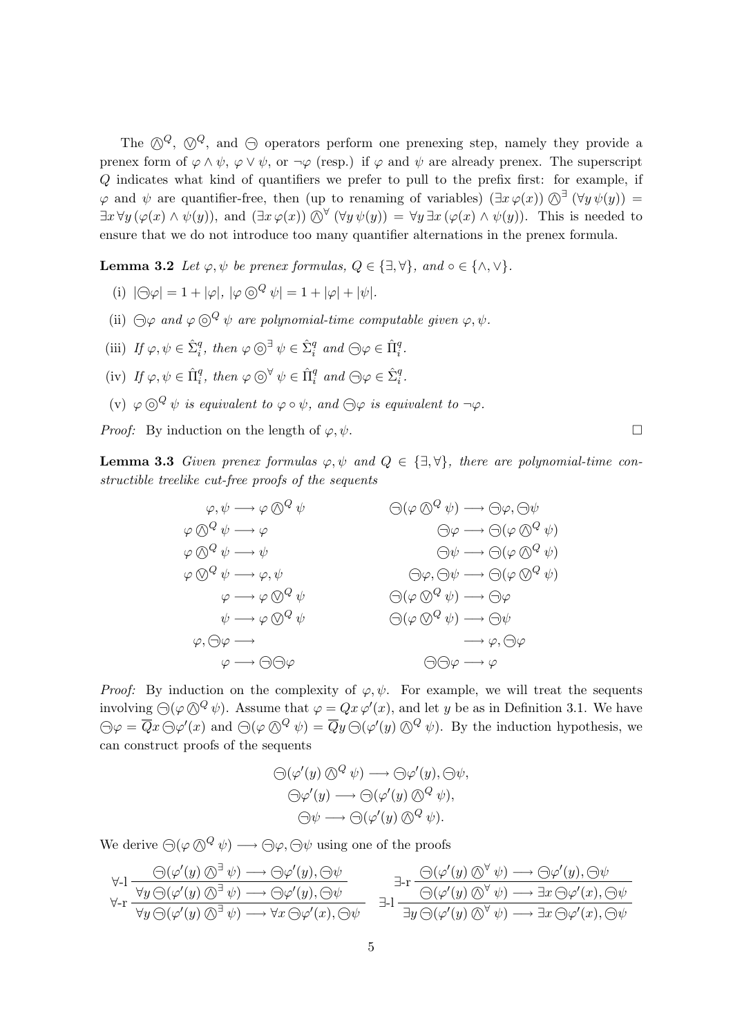The $\owedge^Q$, $\ovee^Q$, and $\ominus$ operators perform one prenexing step, namely they provide a prenex form of $\varphi \wedge \psi$, $\varphi \vee \psi$, or $\neg\varphi$ (resp.) if $\varphi$ and $\psi$ are already prenex. The superscript $Q$ indicates what kind of quantifiers we prefer to pull to the prefix first: for example, if $\varphi$ and $\psi$ are quantifier-free, then (up to renaming of variables) $(\exists x\, \varphi(x)) \owedge^{\exists} (\forall y\, \psi(y)) = \exists x\, \forall y\, (\varphi(x) \wedge \psi(y))$, and $(\exists x\, \varphi(x)) \owedge^{\forall} (\forall y\, \psi(y)) = \forall y\, \exists x\, (\varphi(x) \wedge \psi(y))$. This is needed to ensure that we do not introduce too many quantifier alternations in the prenex formula.

**Lemma 3.2** *Let $\varphi, \psi$ be prenex formulas, $Q \in \{\exists, \forall\}$, and $\circ \in \{\wedge, \vee\}$.*

(i) $|\ominus\varphi| = 1 + |\varphi|$, $|\varphi \circledcirc^Q \psi| = 1 + |\varphi| + |\psi|$.

(ii) *$\ominus\varphi$ and $\varphi \circledcirc^Q \psi$ are polynomial-time computable given $\varphi, \psi$.*

(iii) *If $\varphi, \psi \in \hat{\Sigma}^q_i$, then $\varphi \circledcirc^{\exists} \psi \in \hat{\Sigma}^q_i$ and $\ominus\varphi \in \hat{\Pi}^q_i$.*

(iv) *If $\varphi, \psi \in \hat{\Pi}^q_i$, then $\varphi \circledcirc^{\forall} \psi \in \hat{\Pi}^q_i$ and $\ominus\varphi \in \hat{\Sigma}^q_i$.*

(v) *$\varphi \circledcirc^Q \psi$ is equivalent to $\varphi \circ \psi$, and $\ominus\varphi$ is equivalent to $\neg\varphi$.*

*Proof:* By induction on the length of $\varphi, \psi$. $\square$

**Lemma 3.3** *Given prenex formulas $\varphi, \psi$ and $Q \in \{\exists, \forall\}$, there are polynomial-time constructible treelike cut-free proofs of the sequents*

$$
\begin{array}{rlrl}
\varphi, \psi & \longrightarrow \varphi \owedge^Q \psi & \ominus(\varphi \owedge^Q \psi) & \longrightarrow \ominus\varphi, \ominus\psi \\
\varphi \owedge^Q \psi & \longrightarrow \varphi & \ominus\varphi & \longrightarrow \ominus(\varphi \owedge^Q \psi) \\
\varphi \owedge^Q \psi & \longrightarrow \psi & \ominus\psi & \longrightarrow \ominus(\varphi \owedge^Q \psi) \\
\varphi \ovee^Q \psi & \longrightarrow \varphi, \psi & \ominus\varphi, \ominus\psi & \longrightarrow \ominus(\varphi \ovee^Q \psi) \\
\varphi & \longrightarrow \varphi \ovee^Q \psi & \ominus(\varphi \ovee^Q \psi) & \longrightarrow \ominus\varphi \\
\psi & \longrightarrow \varphi \ovee^Q \psi & \ominus(\varphi \ovee^Q \psi) & \longrightarrow \ominus\psi \\
\varphi, \ominus\varphi & \longrightarrow & & \longrightarrow \varphi, \ominus\varphi \\
\varphi & \longrightarrow \ominus\ominus\varphi & \ominus\ominus\varphi & \longrightarrow \varphi
\end{array}
$$

*Proof:* By induction on the complexity of $\varphi, \psi$. For example, we will treat the sequents involving $\ominus(\varphi \owedge^Q \psi)$. Assume that $\varphi = Qx\, \varphi'(x)$, and let $y$ be as in Definition 3.1. We have $\ominus\varphi = \overline{Q}x \ominus\varphi'(x)$ and $\ominus(\varphi \owedge^Q \psi) = \overline{Q}y \ominus(\varphi'(y) \owedge^Q \psi)$. By the induction hypothesis, we can construct proofs of the sequents

$$
\begin{gathered}
\ominus(\varphi'(y) \owedge^Q \psi) \longrightarrow \ominus\varphi'(y), \ominus\psi, \\
\ominus\varphi'(y) \longrightarrow \ominus(\varphi'(y) \owedge^Q \psi), \\
\ominus\psi \longrightarrow \ominus(\varphi'(y) \owedge^Q \psi).
\end{gathered}
$$

We derive $\ominus(\varphi \owedge^Q \psi) \longrightarrow \ominus\varphi, \ominus\psi$ using one of the proofs

$$
\forall\text{-r}\,\dfrac{\forall\text{-l}\,\dfrac{\ominus(\varphi'(y) \owedge^{\exists} \psi) \longrightarrow \ominus\varphi'(y), \ominus\psi}{\forall y \ominus(\varphi'(y) \owedge^{\exists} \psi) \longrightarrow \ominus\varphi'(y), \ominus\psi}}{\forall y \ominus(\varphi'(y) \owedge^{\exists} \psi) \longrightarrow \forall x \ominus\varphi'(x), \ominus\psi}
\qquad
\exists\text{-l}\,\dfrac{\exists\text{-r}\,\dfrac{\ominus(\varphi'(y) \owedge^{\forall} \psi) \longrightarrow \ominus\varphi'(y), \ominus\psi}{\ominus(\varphi'(y) \owedge^{\forall} \psi) \longrightarrow \exists x \ominus\varphi'(x), \ominus\psi}}{\exists y \ominus(\varphi'(y) \owedge^{\forall} \psi) \longrightarrow \exists x \ominus\varphi'(x), \ominus\psi}
$$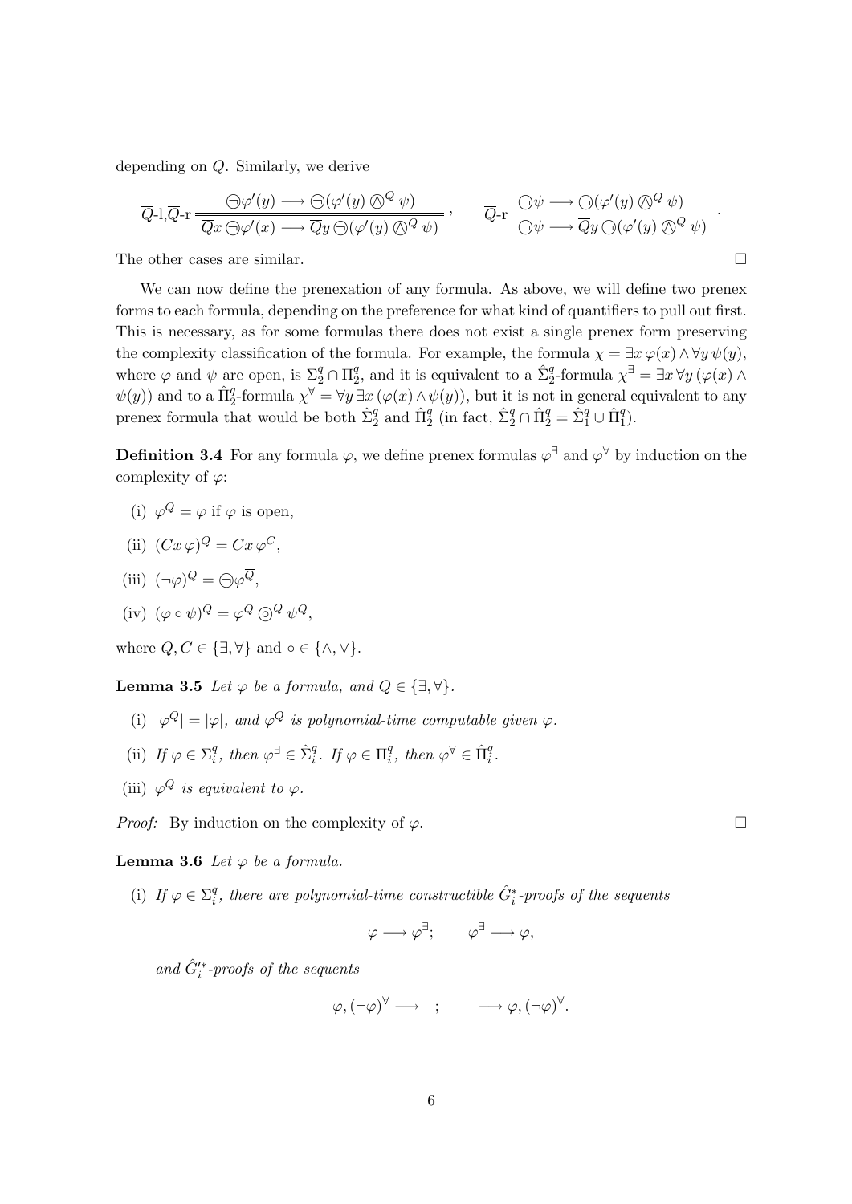depending on $Q$. Similarly, we derive

$$\overline{Q}\text{-l},\overline{Q}\text{-r}\,\frac{\ominus\varphi'(y) \longrightarrow \ominus(\varphi'(y) \circledwedge^Q \psi)}{\overline{Q}x\,\ominus\varphi'(x) \longrightarrow \overline{Q}y\,\ominus(\varphi'(y) \circledwedge^Q \psi)}\,, \qquad \overline{Q}\text{-r}\,\frac{\ominus\psi \longrightarrow \ominus(\varphi'(y) \circledwedge^Q \psi)}{\ominus\psi \longrightarrow \overline{Q}y\,\ominus(\varphi'(y) \circledwedge^Q \psi)}\,.$$

The other cases are similar. $\square$

We can now define the prenexation of any formula. As above, we will define two prenex forms to each formula, depending on the preference for what kind of quantifiers to pull out first. This is necessary, as for some formulas there does not exist a single prenex form preserving the complexity classification of the formula. For example, the formula $\chi = \exists x\,\varphi(x) \wedge \forall y\,\psi(y)$, where $\varphi$ and $\psi$ are open, is $\Sigma^q_2 \cap \Pi^q_2$, and it is equivalent to a $\hat{\Sigma}^q_2$-formula $\chi^\exists = \exists x\,\forall y\,(\varphi(x) \wedge \psi(y))$ and to a $\hat{\Pi}^q_2$-formula $\chi^\forall = \forall y\,\exists x\,(\varphi(x) \wedge \psi(y))$, but it is not in general equivalent to any prenex formula that would be both $\hat{\Sigma}^q_2$ and $\hat{\Pi}^q_2$ (in fact, $\hat{\Sigma}^q_2 \cap \hat{\Pi}^q_2 = \hat{\Sigma}^q_1 \cup \hat{\Pi}^q_1$).

**Definition 3.4** For any formula $\varphi$, we define prenex formulas $\varphi^\exists$ and $\varphi^\forall$ by induction on the complexity of $\varphi$:

(i) $\varphi^Q = \varphi$ if $\varphi$ is open,

(ii) $(Cx\,\varphi)^Q = Cx\,\varphi^C$,

(iii) $(\neg\varphi)^Q = \ominus\varphi^{\overline{Q}}$,

(iv) $(\varphi \circ \psi)^Q = \varphi^Q \circledcirc^Q \psi^Q$,

where $Q, C \in \{\exists, \forall\}$ and $\circ \in \{\wedge, \vee\}$.

**Lemma 3.5** *Let $\varphi$ be a formula, and $Q \in \{\exists, \forall\}$.*

(i) *$|\varphi^Q| = |\varphi|$, and $\varphi^Q$ is polynomial-time computable given $\varphi$.*

(ii) *If $\varphi \in \Sigma^q_i$, then $\varphi^\exists \in \hat{\Sigma}^q_i$. If $\varphi \in \Pi^q_i$, then $\varphi^\forall \in \hat{\Pi}^q_i$.*

(iii) *$\varphi^Q$ is equivalent to $\varphi$.*

*Proof:* By induction on the complexity of $\varphi$. $\square$

**Lemma 3.6** *Let $\varphi$ be a formula.*

(i) *If $\varphi \in \Sigma^q_i$, there are polynomial-time constructible $\hat{G}^*_i$-proofs of the sequents*

$$\varphi \longrightarrow \varphi^\exists; \qquad \varphi^\exists \longrightarrow \varphi,$$

*and $\hat{G}'^*_i$-proofs of the sequents*

$$\varphi, (\neg\varphi)^\forall \longrightarrow \quad; \qquad \longrightarrow \varphi, (\neg\varphi)^\forall.$$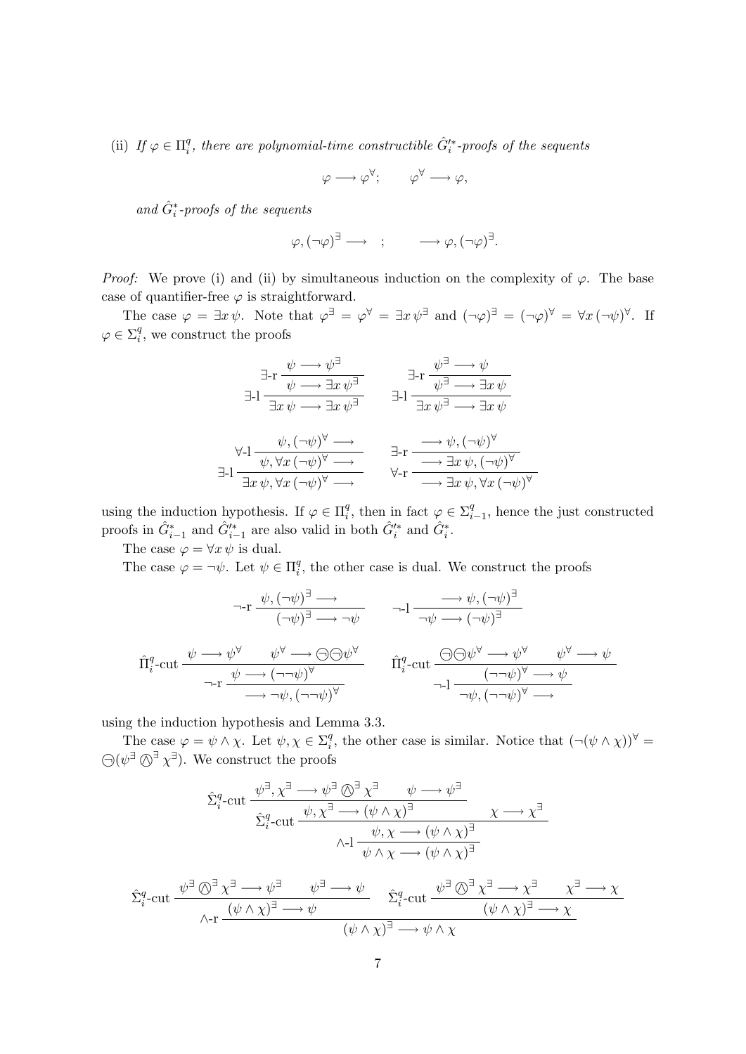(ii) *If $\varphi \in \Pi^q_i$, there are polynomial-time constructible $\hat{G}'^*_i$-proofs of the sequents*

$$\varphi \longrightarrow \varphi^\forall; \qquad \varphi^\forall \longrightarrow \varphi,$$

*and $\hat{G}^*_i$-proofs of the sequents*

$$\varphi, (\neg\varphi)^\exists \longrightarrow \quad ; \qquad \longrightarrow \varphi, (\neg\varphi)^\exists.$$

*Proof:* We prove (i) and (ii) by simultaneous induction on the complexity of $\varphi$. The base case of quantifier-free $\varphi$ is straightforward.

The case $\varphi = \exists x\, \psi$. Note that $\varphi^\exists = \varphi^\forall = \exists x\, \psi^\exists$ and $(\neg\varphi)^\exists = (\neg\varphi)^\forall = \forall x\, (\neg\psi)^\forall$. If $\varphi \in \Sigma^q_i$, we construct the proofs

$$\exists\text{-l}\,\dfrac{\exists\text{-r}\,\dfrac{\psi \longrightarrow \psi^\exists}{\psi \longrightarrow \exists x\, \psi^\exists}}{\exists x\, \psi \longrightarrow \exists x\, \psi^\exists} \qquad \exists\text{-l}\,\dfrac{\exists\text{-r}\,\dfrac{\psi^\exists \longrightarrow \psi}{\psi^\exists \longrightarrow \exists x\, \psi}}{\exists x\, \psi^\exists \longrightarrow \exists x\, \psi}$$

$$\exists\text{-l}\,\dfrac{\forall\text{-l}\,\dfrac{\psi, (\neg\psi)^\forall \longrightarrow}{\psi, \forall x\, (\neg\psi)^\forall \longrightarrow}}{\exists x\, \psi, \forall x\, (\neg\psi)^\forall \longrightarrow} \qquad \forall\text{-r}\,\dfrac{\exists\text{-r}\,\dfrac{\longrightarrow \psi, (\neg\psi)^\forall}{\longrightarrow \exists x\, \psi, (\neg\psi)^\forall}}{\longrightarrow \exists x\, \psi, \forall x\, (\neg\psi)^\forall}$$

using the induction hypothesis. If $\varphi \in \Pi^q_i$, then in fact $\varphi \in \Sigma^q_{i-1}$, hence the just constructed proofs in $\hat{G}^*_{i-1}$ and $\hat{G}'^*_{i-1}$ are also valid in both $\hat{G}'^*_i$ and $\hat{G}^*_i$.

The case $\varphi = \forall x\, \psi$ is dual.

The case $\varphi = \neg\psi$. Let $\psi \in \Pi^q_i$, the other case is dual. We construct the proofs

$$\neg\text{-r}\,\dfrac{\psi, (\neg\psi)^\exists \longrightarrow}{(\neg\psi)^\exists \longrightarrow \neg\psi} \qquad \neg\text{-l}\,\dfrac{\longrightarrow \psi, (\neg\psi)^\exists}{\neg\psi \longrightarrow (\neg\psi)^\exists}$$

$$\neg\text{-r}\,\dfrac{\hat{\Pi}^q_i\text{-cut}\,\dfrac{\psi \longrightarrow \psi^\forall \qquad \psi^\forall \longrightarrow \ominus\ominus\psi^\forall}{\psi \longrightarrow (\neg\neg\psi)^\forall}}{\longrightarrow \neg\psi, (\neg\neg\psi)^\forall} \qquad \neg\text{-l}\,\dfrac{\hat{\Pi}^q_i\text{-cut}\,\dfrac{\ominus\ominus\psi^\forall \longrightarrow \psi^\forall \qquad \psi^\forall \longrightarrow \psi}{(\neg\neg\psi)^\forall \longrightarrow \psi}}{\neg\psi, (\neg\neg\psi)^\forall \longrightarrow}$$

using the induction hypothesis and Lemma 3.3.

The case $\varphi = \psi \wedge \chi$. Let $\psi, \chi \in \Sigma^q_i$, the other case is similar. Notice that $(\neg(\psi \wedge \chi))^\forall = \ominus(\psi^\exists \mathbin{\bigcirc\!\!\!\!\wedge}^\exists \chi^\exists)$. We construct the proofs

$$\wedge\text{-l}\,\dfrac{\hat{\Sigma}^q_i\text{-cut}\,\dfrac{\hat{\Sigma}^q_i\text{-cut}\,\dfrac{\psi^\exists, \chi^\exists \longrightarrow \psi^\exists \mathbin{\bigcirc\!\!\!\!\wedge}^\exists \chi^\exists \qquad \psi \longrightarrow \psi^\exists}{\psi, \chi^\exists \longrightarrow (\psi \wedge \chi)^\exists} \qquad \chi \longrightarrow \chi^\exists}{\psi, \chi \longrightarrow (\psi \wedge \chi)^\exists}}{\psi \wedge \chi \longrightarrow (\psi \wedge \chi)^\exists}$$

$$\wedge\text{-r}\,\dfrac{\hat{\Sigma}^q_i\text{-cut}\,\dfrac{\psi^\exists \mathbin{\bigcirc\!\!\!\!\wedge}^\exists \chi^\exists \longrightarrow \psi^\exists \qquad \psi^\exists \longrightarrow \psi}{(\psi \wedge \chi)^\exists \longrightarrow \psi} \qquad \hat{\Sigma}^q_i\text{-cut}\,\dfrac{\psi^\exists \mathbin{\bigcirc\!\!\!\!\wedge}^\exists \chi^\exists \longrightarrow \chi^\exists \qquad \chi^\exists \longrightarrow \chi}{(\psi \wedge \chi)^\exists \longrightarrow \chi}}{(\psi \wedge \chi)^\exists \longrightarrow \psi \wedge \chi}$$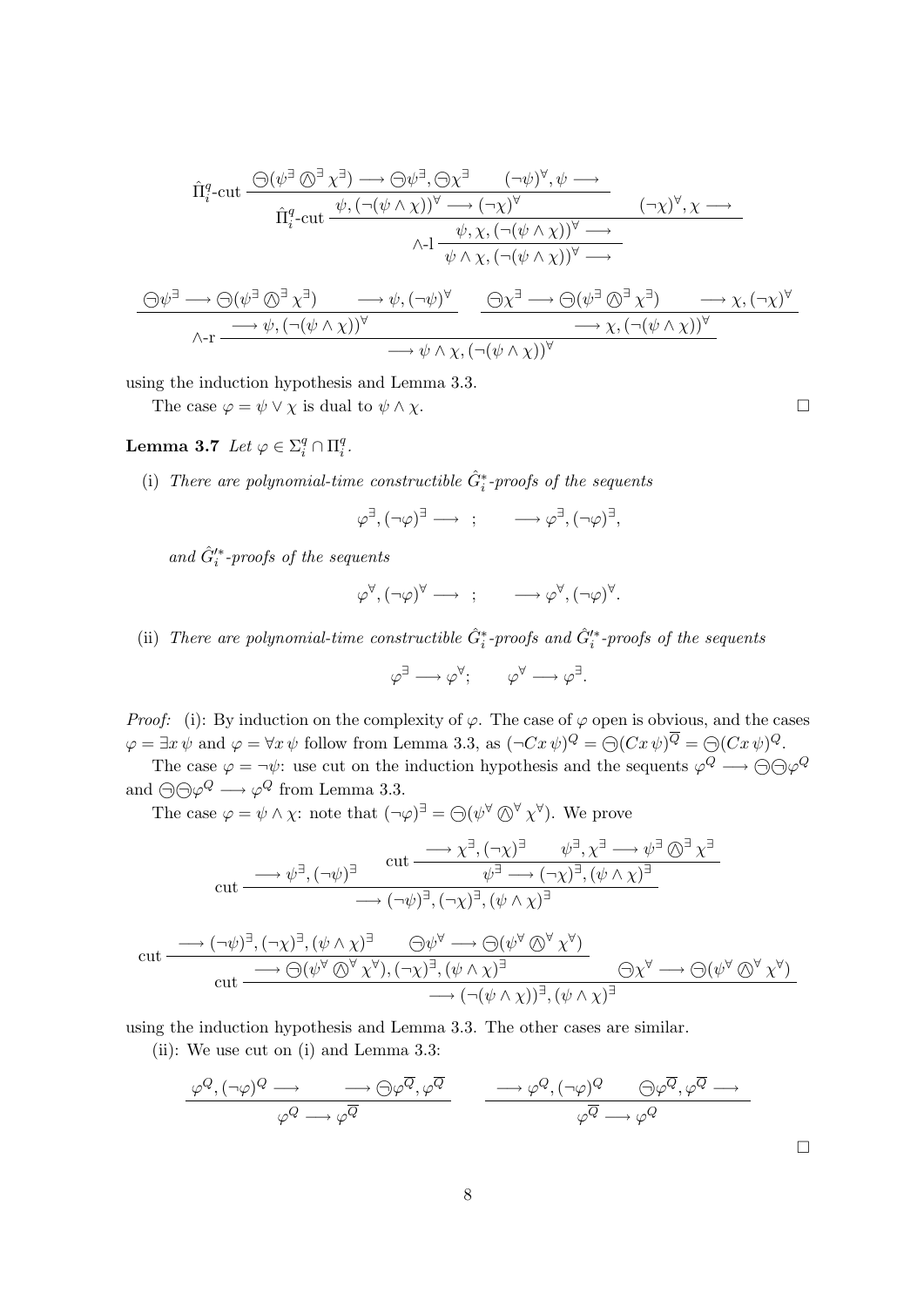$$
\dfrac{\hat{\Pi}^q_i\text{-cut}\ \dfrac{\ominus(\psi^\exists \owedge^\exists \chi^\exists) \longrightarrow \ominus\psi^\exists, \ominus\chi^\exists \qquad (\neg\psi)^\forall, \psi \longrightarrow}{\hat{\Pi}^q_i\text{-cut}\ \dfrac{\psi, (\neg(\psi\wedge\chi))^\forall \longrightarrow (\neg\chi)^\forall \qquad\qquad (\neg\chi)^\forall, \chi \longrightarrow}{\wedge\text{-l}\ \dfrac{\psi, \chi, (\neg(\psi\wedge\chi))^\forall \longrightarrow}{\psi\wedge\chi, (\neg(\psi\wedge\chi))^\forall \longrightarrow}}}}{}
$$

$$
\dfrac{\dfrac{\ominus\psi^\exists \longrightarrow \ominus(\psi^\exists \owedge^\exists \chi^\exists) \qquad \longrightarrow \psi, (\neg\psi)^\forall}{\longrightarrow \psi, (\neg(\psi\wedge\chi))^\forall} \qquad \dfrac{\ominus\chi^\exists \longrightarrow \ominus(\psi^\exists \owedge^\exists \chi^\exists) \qquad \longrightarrow \chi, (\neg\chi)^\forall}{\longrightarrow \chi, (\neg(\psi\wedge\chi))^\forall}}{\longrightarrow \psi\wedge\chi, (\neg(\psi\wedge\chi))^\forall}\ \wedge\text{-r}
$$

using the induction hypothesis and Lemma 3.3.

The case $\varphi = \psi \vee \chi$ is dual to $\psi \wedge \chi$. □

**Lemma 3.7** *Let* $\varphi \in \Sigma^q_i \cap \Pi^q_i$.

(i) *There are polynomial-time constructible* $\hat{G}^*_i$*-proofs of the sequents*

$$
\varphi^\exists, (\neg\varphi)^\exists \longrightarrow \quad ; \qquad \longrightarrow \varphi^\exists, (\neg\varphi)^\exists,
$$

*and* $\hat{G}'^*_i$*-proofs of the sequents*

$$
\varphi^\forall, (\neg\varphi)^\forall \longrightarrow \quad ; \qquad \longrightarrow \varphi^\forall, (\neg\varphi)^\forall.
$$

(ii) *There are polynomial-time constructible* $\hat{G}^*_i$*-proofs and* $\hat{G}'^*_i$*-proofs of the sequents*

$$
\varphi^\exists \longrightarrow \varphi^\forall; \qquad \varphi^\forall \longrightarrow \varphi^\exists.
$$

*Proof:* (i): By induction on the complexity of $\varphi$. The case of $\varphi$ open is obvious, and the cases $\varphi = \exists x\, \psi$ and $\varphi = \forall x\, \psi$ follow from Lemma 3.3, as $(\neg Cx\, \psi)^Q = \ominus(Cx\, \psi)^{\overline{Q}} = \ominus(Cx\, \psi)^Q$.

The case $\varphi = \neg\psi$: use cut on the induction hypothesis and the sequents $\varphi^Q \longrightarrow \ominus\ominus\varphi^Q$ and $\ominus\ominus\varphi^Q \longrightarrow \varphi^Q$ from Lemma 3.3.

The case $\varphi = \psi \wedge \chi$: note that $(\neg\varphi)^\exists = \ominus(\psi^\forall \owedge^\forall \chi^\forall)$. We prove

$$
\text{cut}\ \dfrac{\longrightarrow \psi^\exists, (\neg\psi)^\exists \qquad \text{cut}\ \dfrac{\longrightarrow \chi^\exists, (\neg\chi)^\exists \qquad \psi^\exists, \chi^\exists \longrightarrow \psi^\exists \owedge^\exists \chi^\exists}{\psi^\exists \longrightarrow (\neg\chi)^\exists, (\psi\wedge\chi)^\exists}}{\longrightarrow (\neg\psi)^\exists, (\neg\chi)^\exists, (\psi\wedge\chi)^\exists}
$$

$$
\text{cut}\ \dfrac{\text{cut}\ \dfrac{\longrightarrow (\neg\psi)^\exists, (\neg\chi)^\exists, (\psi\wedge\chi)^\exists \qquad \ominus\psi^\forall \longrightarrow \ominus(\psi^\forall \owedge^\forall \chi^\forall)}{\longrightarrow \ominus(\psi^\forall \owedge^\forall \chi^\forall), (\neg\chi)^\exists, (\psi\wedge\chi)^\exists} \qquad \ominus\chi^\forall \longrightarrow \ominus(\psi^\forall \owedge^\forall \chi^\forall)}{\longrightarrow (\neg(\psi\wedge\chi))^\exists, (\psi\wedge\chi)^\exists}
$$

using the induction hypothesis and Lemma 3.3. The other cases are similar.

(ii): We use cut on (i) and Lemma 3.3:

$$
\dfrac{\varphi^Q, (\neg\varphi)^Q \longrightarrow \qquad \longrightarrow \ominus\varphi^{\overline{Q}}, \varphi^{\overline{Q}}}{\varphi^Q \longrightarrow \varphi^{\overline{Q}}} \qquad\qquad \dfrac{\longrightarrow \varphi^Q, (\neg\varphi)^Q \qquad \ominus\varphi^{\overline{Q}}, \varphi^{\overline{Q}} \longrightarrow}{\varphi^{\overline{Q}} \longrightarrow \varphi^Q}
$$

□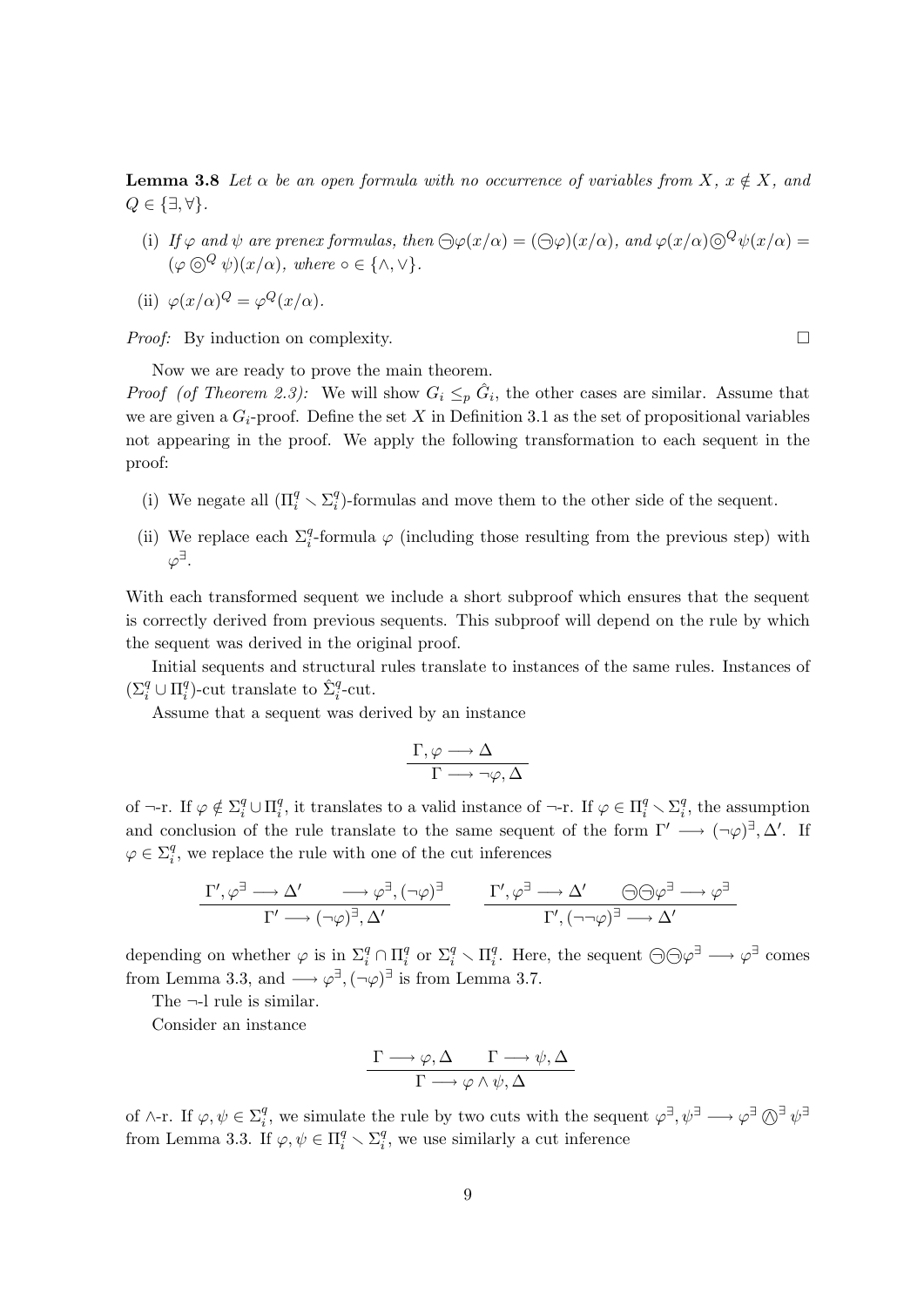**Lemma 3.8** *Let $\alpha$ be an open formula with no occurrence of variables from $X$, $x \notin X$, and $Q \in \{\exists, \forall\}$.*

(i) *If $\varphi$ and $\psi$ are prenex formulas, then $\ominus\varphi(x/\alpha) = (\ominus\varphi)(x/\alpha)$, and $\varphi(x/\alpha) \circledcirc^Q \psi(x/\alpha) = (\varphi \circledcirc^Q \psi)(x/\alpha)$, where $\circ \in \{\wedge, \vee\}$.*

(ii) $\varphi(x/\alpha)^Q = \varphi^Q(x/\alpha)$.

*Proof:* By induction on complexity. □

Now we are ready to prove the main theorem.

*Proof (of Theorem 2.3):* We will show $G_i \leq_p \hat{G}_i$, the other cases are similar. Assume that we are given a $G_i$-proof. Define the set $X$ in Definition 3.1 as the set of propositional variables not appearing in the proof. We apply the following transformation to each sequent in the proof:

(i) We negate all $(\Pi_i^q \smallsetminus \Sigma_i^q)$-formulas and move them to the other side of the sequent.

(ii) We replace each $\Sigma_i^q$-formula $\varphi$ (including those resulting from the previous step) with $\varphi^\exists$.

With each transformed sequent we include a short subproof which ensures that the sequent is correctly derived from previous sequents. This subproof will depend on the rule by which the sequent was derived in the original proof.

Initial sequents and structural rules translate to instances of the same rules. Instances of $(\Sigma_i^q \cup \Pi_i^q)$-cut translate to $\hat{\Sigma}_i^q$-cut.

Assume that a sequent was derived by an instance

$$\frac{\Gamma, \varphi \longrightarrow \Delta}{\Gamma \longrightarrow \neg\varphi, \Delta}$$

of $\neg$-r. If $\varphi \notin \Sigma_i^q \cup \Pi_i^q$, it translates to a valid instance of $\neg$-r. If $\varphi \in \Pi_i^q \smallsetminus \Sigma_i^q$, the assumption and conclusion of the rule translate to the same sequent of the form $\Gamma' \longrightarrow (\neg\varphi)^\exists, \Delta'$. If $\varphi \in \Sigma_i^q$, we replace the rule with one of the cut inferences

$$\frac{\Gamma', \varphi^\exists \longrightarrow \Delta' \qquad \longrightarrow \varphi^\exists, (\neg\varphi)^\exists}{\Gamma' \longrightarrow (\neg\varphi)^\exists, \Delta'} \qquad \frac{\Gamma', \varphi^\exists \longrightarrow \Delta' \qquad \ominus\ominus\varphi^\exists \longrightarrow \varphi^\exists}{\Gamma', (\neg\neg\varphi)^\exists \longrightarrow \Delta'}$$

depending on whether $\varphi$ is in $\Sigma_i^q \cap \Pi_i^q$ or $\Sigma_i^q \smallsetminus \Pi_i^q$. Here, the sequent $\ominus\ominus\varphi^\exists \longrightarrow \varphi^\exists$ comes from Lemma 3.3, and $\longrightarrow \varphi^\exists, (\neg\varphi)^\exists$ is from Lemma 3.7.

The $\neg$-l rule is similar.

Consider an instance

$$\frac{\Gamma \longrightarrow \varphi, \Delta \qquad \Gamma \longrightarrow \psi, \Delta}{\Gamma \longrightarrow \varphi \wedge \psi, \Delta}$$

of $\wedge$-r. If $\varphi, \psi \in \Sigma_i^q$, we simulate the rule by two cuts with the sequent $\varphi^\exists, \psi^\exists \longrightarrow \varphi^\exists \circledwedge^\exists \psi^\exists$ from Lemma 3.3. If $\varphi, \psi \in \Pi_i^q \smallsetminus \Sigma_i^q$, we use similarly a cut inference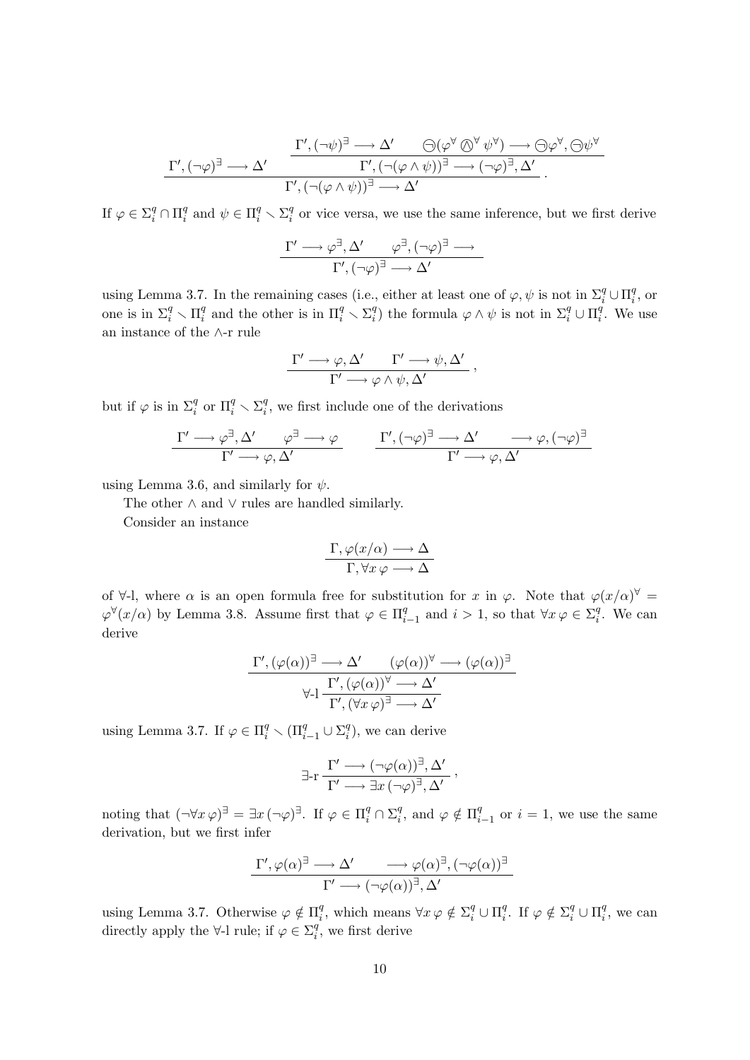$$\dfrac{\Gamma', (\neg\varphi)^\exists \longrightarrow \Delta' \qquad \dfrac{\Gamma', (\neg\psi)^\exists \longrightarrow \Delta' \qquad \ominus(\varphi^\forall \oslash^\forall \psi^\forall) \longrightarrow \ominus\varphi^\forall, \ominus\psi^\forall}{\Gamma', (\neg(\varphi \wedge \psi))^\exists \longrightarrow (\neg\varphi)^\exists, \Delta'}}{\Gamma', (\neg(\varphi \wedge \psi))^\exists \longrightarrow \Delta'} .$$

If $\varphi \in \Sigma_i^q \cap \Pi_i^q$ and $\psi \in \Pi_i^q \smallsetminus \Sigma_i^q$ or vice versa, we use the same inference, but we first derive

$$\dfrac{\Gamma' \longrightarrow \varphi^\exists, \Delta' \qquad \varphi^\exists, (\neg\varphi)^\exists \longrightarrow}{\Gamma', (\neg\varphi)^\exists \longrightarrow \Delta'}$$

using Lemma 3.7. In the remaining cases (i.e., either at least one of $\varphi, \psi$ is not in $\Sigma_i^q \cup \Pi_i^q$, or one is in $\Sigma_i^q \smallsetminus \Pi_i^q$ and the other is in $\Pi_i^q \smallsetminus \Sigma_i^q$) the formula $\varphi \wedge \psi$ is not in $\Sigma_i^q \cup \Pi_i^q$. We use an instance of the $\wedge$-r rule

$$\dfrac{\Gamma' \longrightarrow \varphi, \Delta' \qquad \Gamma' \longrightarrow \psi, \Delta'}{\Gamma' \longrightarrow \varphi \wedge \psi, \Delta'} ,$$

but if $\varphi$ is in $\Sigma_i^q$ or $\Pi_i^q \smallsetminus \Sigma_i^q$, we first include one of the derivations

$$\dfrac{\Gamma' \longrightarrow \varphi^\exists, \Delta' \qquad \varphi^\exists \longrightarrow \varphi}{\Gamma' \longrightarrow \varphi, \Delta'} \qquad \dfrac{\Gamma', (\neg\varphi)^\exists \longrightarrow \Delta' \qquad \longrightarrow \varphi, (\neg\varphi)^\exists}{\Gamma' \longrightarrow \varphi, \Delta'}$$

using Lemma 3.6, and similarly for $\psi$.

The other $\wedge$ and $\vee$ rules are handled similarly.

Consider an instance

$$\dfrac{\Gamma, \varphi(x/\alpha) \longrightarrow \Delta}{\Gamma, \forall x\, \varphi \longrightarrow \Delta}$$

of $\forall$-l, where $\alpha$ is an open formula free for substitution for $x$ in $\varphi$. Note that $\varphi(x/\alpha)^\forall = \varphi^\forall(x/\alpha)$ by Lemma 3.8. Assume first that $\varphi \in \Pi_{i-1}^q$ and $i > 1$, so that $\forall x\, \varphi \in \Sigma_i^q$. We can derive

$$\dfrac{\Gamma', (\varphi(\alpha))^\exists \longrightarrow \Delta' \qquad (\varphi(\alpha))^\forall \longrightarrow (\varphi(\alpha))^\exists}{\forall\text{-l}\,\dfrac{\Gamma', (\varphi(\alpha))^\forall \longrightarrow \Delta'}{\Gamma', (\forall x\, \varphi)^\exists \longrightarrow \Delta'}}$$

using Lemma 3.7. If $\varphi \in \Pi_i^q \smallsetminus (\Pi_{i-1}^q \cup \Sigma_i^q)$, we can derive

$$\exists\text{-r}\,\dfrac{\Gamma' \longrightarrow (\neg\varphi(\alpha))^\exists, \Delta'}{\Gamma' \longrightarrow \exists x\, (\neg\varphi)^\exists, \Delta'} ,$$

noting that $(\neg\forall x\, \varphi)^\exists = \exists x\, (\neg\varphi)^\exists$. If $\varphi \in \Pi_i^q \cap \Sigma_i^q$, and $\varphi \notin \Pi_{i-1}^q$ or $i = 1$, we use the same derivation, but we first infer

$$\dfrac{\Gamma', \varphi(\alpha)^\exists \longrightarrow \Delta' \qquad \longrightarrow \varphi(\alpha)^\exists, (\neg\varphi(\alpha))^\exists}{\Gamma' \longrightarrow (\neg\varphi(\alpha))^\exists, \Delta'}$$

using Lemma 3.7. Otherwise $\varphi \notin \Pi_i^q$, which means $\forall x\, \varphi \notin \Sigma_i^q \cup \Pi_i^q$. If $\varphi \notin \Sigma_i^q \cup \Pi_i^q$, we can directly apply the $\forall$-l rule; if $\varphi \in \Sigma_i^q$, we first derive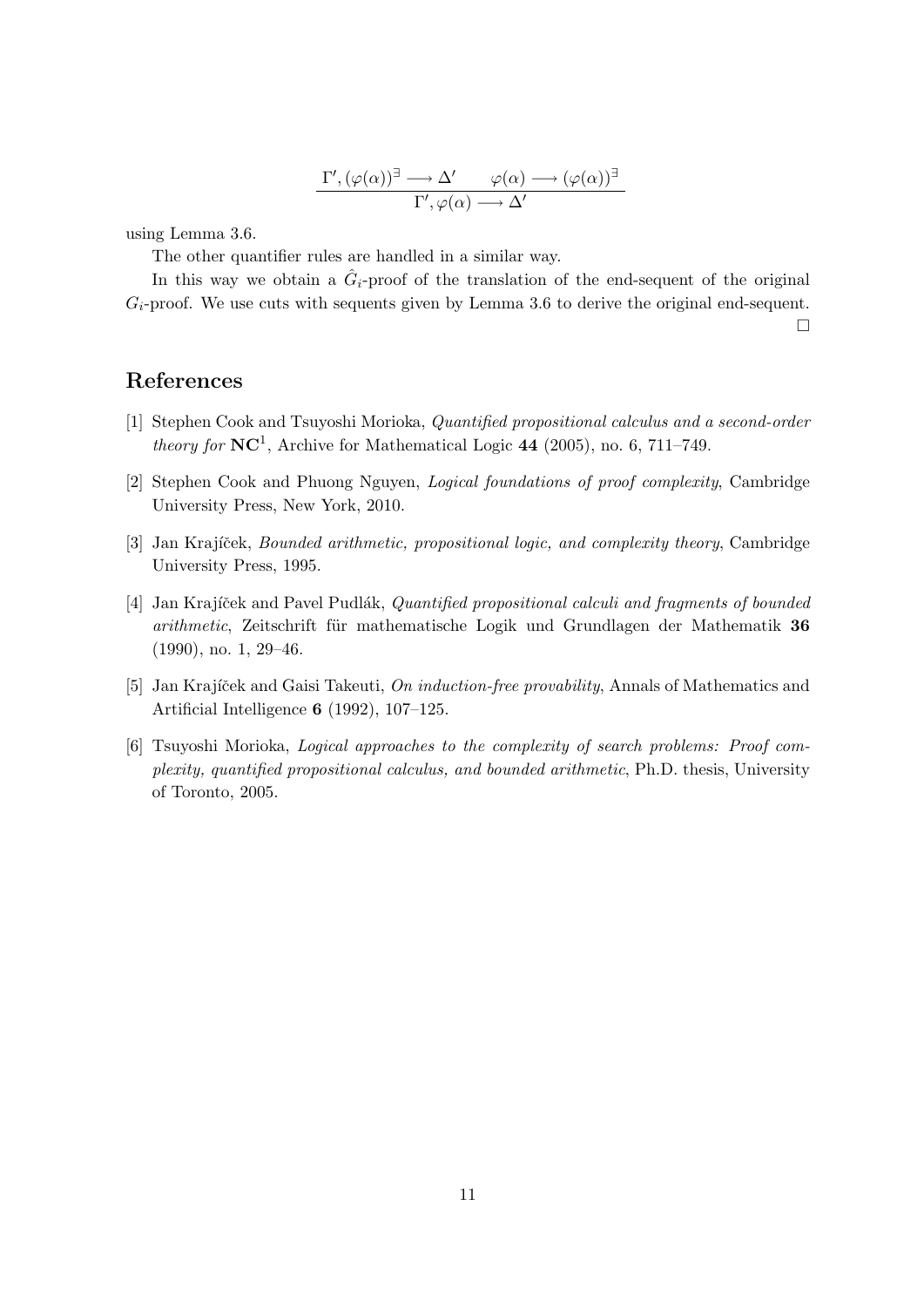$$\frac{\Gamma', (\varphi(\alpha))^{\exists} \longrightarrow \Delta' \qquad \varphi(\alpha) \longrightarrow (\varphi(\alpha))^{\exists}}{\Gamma', \varphi(\alpha) \longrightarrow \Delta'}$$

using Lemma 3.6.

The other quantifier rules are handled in a similar way.

In this way we obtain a $\hat{G}_i$-proof of the translation of the end-sequent of the original $G_i$-proof. We use cuts with sequents given by Lemma 3.6 to derive the original end-sequent. □

## References

[1] Stephen Cook and Tsuyoshi Morioka, *Quantified propositional calculus and a second-order theory for* $\mathbf{NC}^1$, Archive for Mathematical Logic **44** (2005), no. 6, 711–749.

[2] Stephen Cook and Phuong Nguyen, *Logical foundations of proof complexity*, Cambridge University Press, New York, 2010.

[3] Jan Krajíček, *Bounded arithmetic, propositional logic, and complexity theory*, Cambridge University Press, 1995.

[4] Jan Krajíček and Pavel Pudlák, *Quantified propositional calculi and fragments of bounded arithmetic*, Zeitschrift für mathematische Logik und Grundlagen der Mathematik **36** (1990), no. 1, 29–46.

[5] Jan Krajíček and Gaisi Takeuti, *On induction-free provability*, Annals of Mathematics and Artificial Intelligence **6** (1992), 107–125.

[6] Tsuyoshi Morioka, *Logical approaches to the complexity of search problems: Proof complexity, quantified propositional calculus, and bounded arithmetic*, Ph.D. thesis, University of Toronto, 2005.